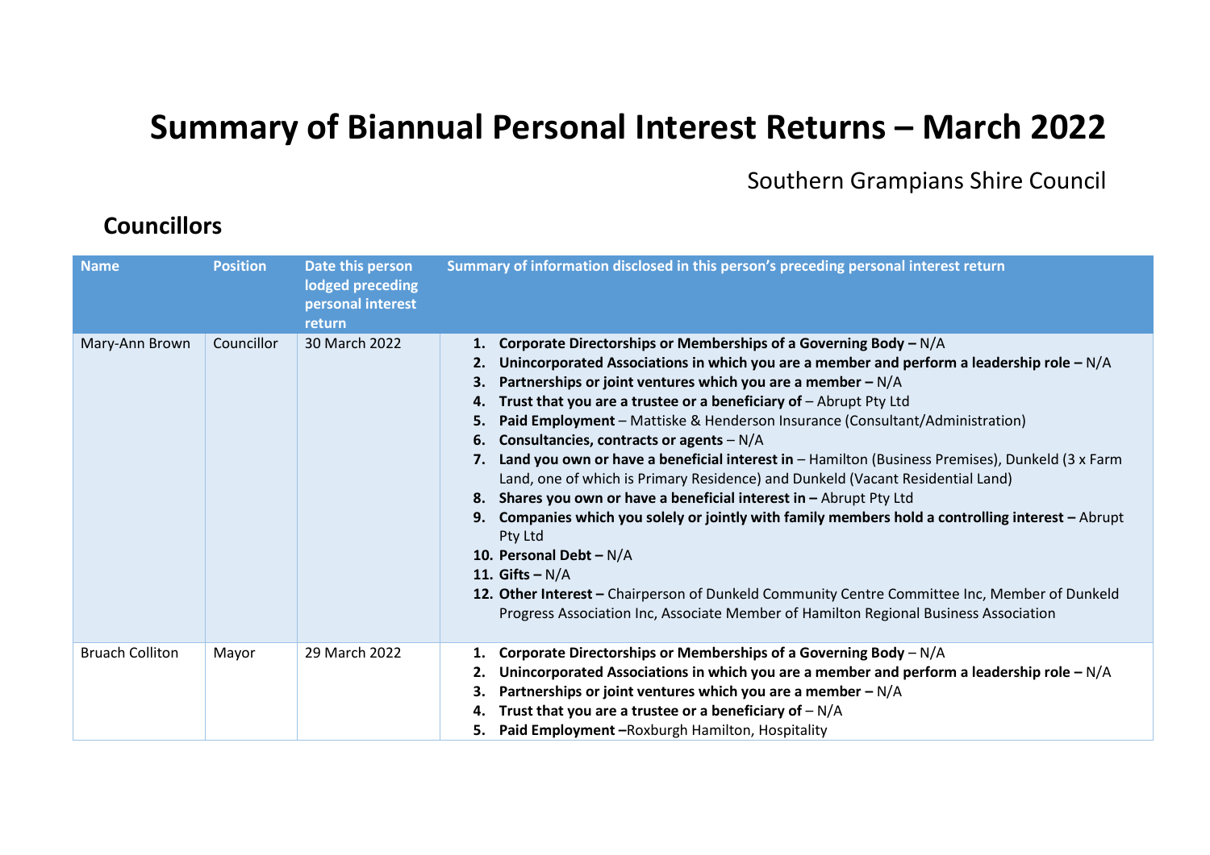# Summary of Biannual Personal Interest Returns – March 2022

Southern Grampians Shire Council

## Councillors

| Name | Position | Date this person lodged preceding personal interest return | Summary of information disclosed in this person's preceding personal interest return |
|---|---|---|---|
| Mary-Ann Brown | Councillor | 30 March 2022 | 1. **Corporate Directorships or Memberships of a Governing Body –** N/A<br>2. **Unincorporated Associations in which you are a member and perform a leadership role –** N/A<br>3. **Partnerships or joint ventures which you are a member –** N/A<br>4. **Trust that you are a trustee or a beneficiary of** – Abrupt Pty Ltd<br>5. **Paid Employment** – Mattiske & Henderson Insurance (Consultant/Administration)<br>6. **Consultancies, contracts or agents** – N/A<br>7. **Land you own or have a beneficial interest in** – Hamilton (Business Premises), Dunkeld (3 x Farm Land, one of which is Primary Residence) and Dunkeld (Vacant Residential Land)<br>8. **Shares you own or have a beneficial interest in –** Abrupt Pty Ltd<br>9. **Companies which you solely or jointly with family members hold a controlling interest –** Abrupt Pty Ltd<br>10. **Personal Debt –** N/A<br>11. **Gifts –** N/A<br>12. **Other Interest –** Chairperson of Dunkeld Community Centre Committee Inc, Member of Dunkeld Progress Association Inc, Associate Member of Hamilton Regional Business Association |
| Bruach Colliton | Mayor | 29 March 2022 | 1. **Corporate Directorships or Memberships of a Governing Body** – N/A<br>2. **Unincorporated Associations in which you are a member and perform a leadership role –** N/A<br>3. **Partnerships or joint ventures which you are a member –** N/A<br>4. **Trust that you are a trustee or a beneficiary of** – N/A<br>5. **Paid Employment –**Roxburgh Hamilton, Hospitality |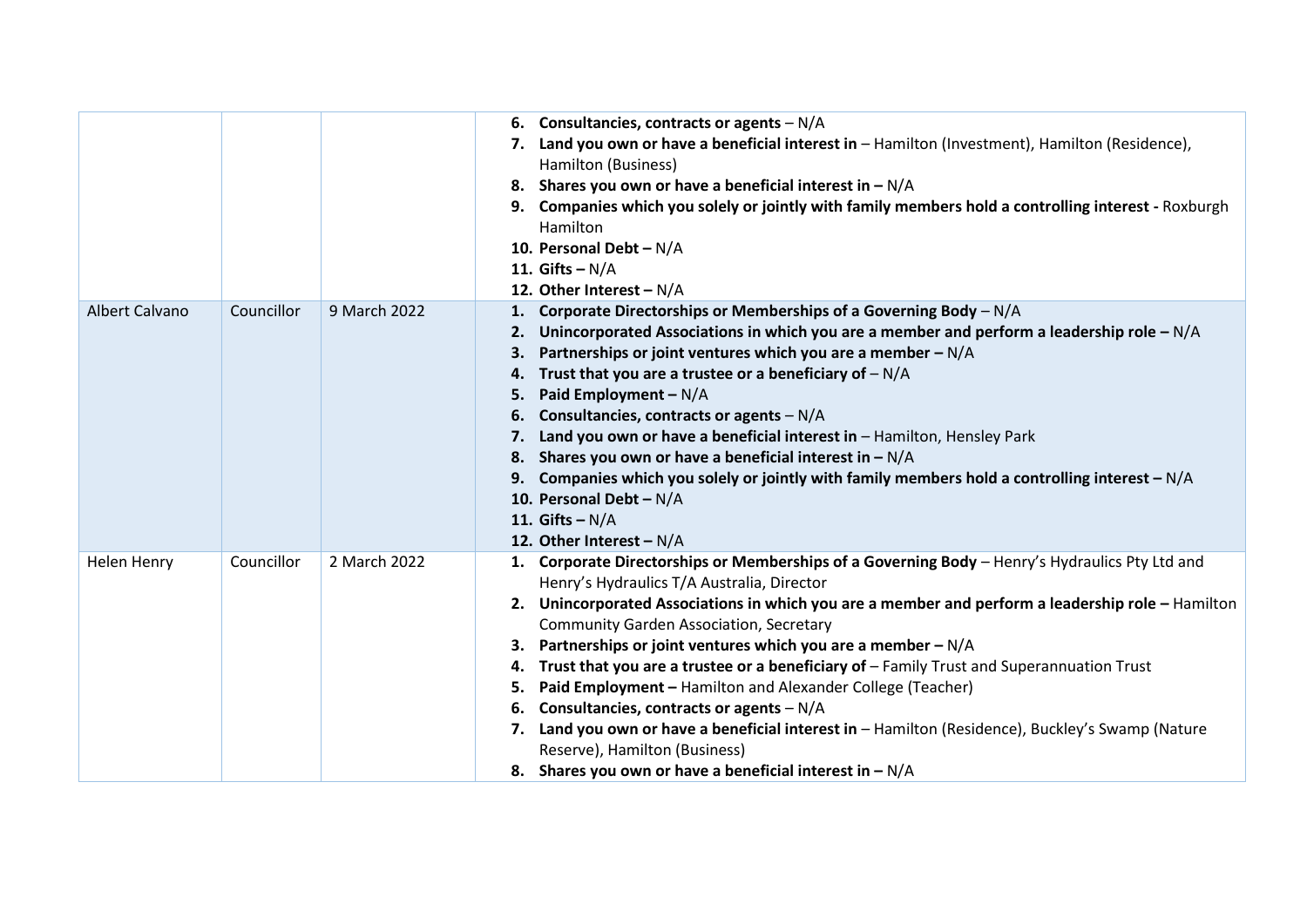| | | | |
|---|---|---|---|
| | | | 6. **Consultancies, contracts or agents** – N/A<br>7. **Land you own or have a beneficial interest in** – Hamilton (Investment), Hamilton (Residence), Hamilton (Business)<br>8. **Shares you own or have a beneficial interest in** – N/A<br>9. **Companies which you solely or jointly with family members hold a controlling interest** - Roxburgh Hamilton<br>10. **Personal Debt** – N/A<br>11. **Gifts** – N/A<br>12. **Other Interest** – N/A |
| Albert Calvano | Councillor | 9 March 2022 | 1. **Corporate Directorships or Memberships of a Governing Body** – N/A<br>2. **Unincorporated Associations in which you are a member and perform a leadership role** – N/A<br>3. **Partnerships or joint ventures which you are a member** – N/A<br>4. **Trust that you are a trustee or a beneficiary of** – N/A<br>5. **Paid Employment** – N/A<br>6. **Consultancies, contracts or agents** – N/A<br>7. **Land you own or have a beneficial interest in** – Hamilton, Hensley Park<br>8. **Shares you own or have a beneficial interest in** – N/A<br>9. **Companies which you solely or jointly with family members hold a controlling interest** – N/A<br>10. **Personal Debt** – N/A<br>11. **Gifts** – N/A<br>12. **Other Interest** – N/A |
| Helen Henry | Councillor | 2 March 2022 | 1. **Corporate Directorships or Memberships of a Governing Body** – Henry's Hydraulics Pty Ltd and Henry's Hydraulics T/A Australia, Director<br>2. **Unincorporated Associations in which you are a member and perform a leadership role** – Hamilton Community Garden Association, Secretary<br>3. **Partnerships or joint ventures which you are a member** – N/A<br>4. **Trust that you are a trustee or a beneficiary of** – Family Trust and Superannuation Trust<br>5. **Paid Employment** – Hamilton and Alexander College (Teacher)<br>6. **Consultancies, contracts or agents** – N/A<br>7. **Land you own or have a beneficial interest in** – Hamilton (Residence), Buckley's Swamp (Nature Reserve), Hamilton (Business)<br>8. **Shares you own or have a beneficial interest in** – N/A |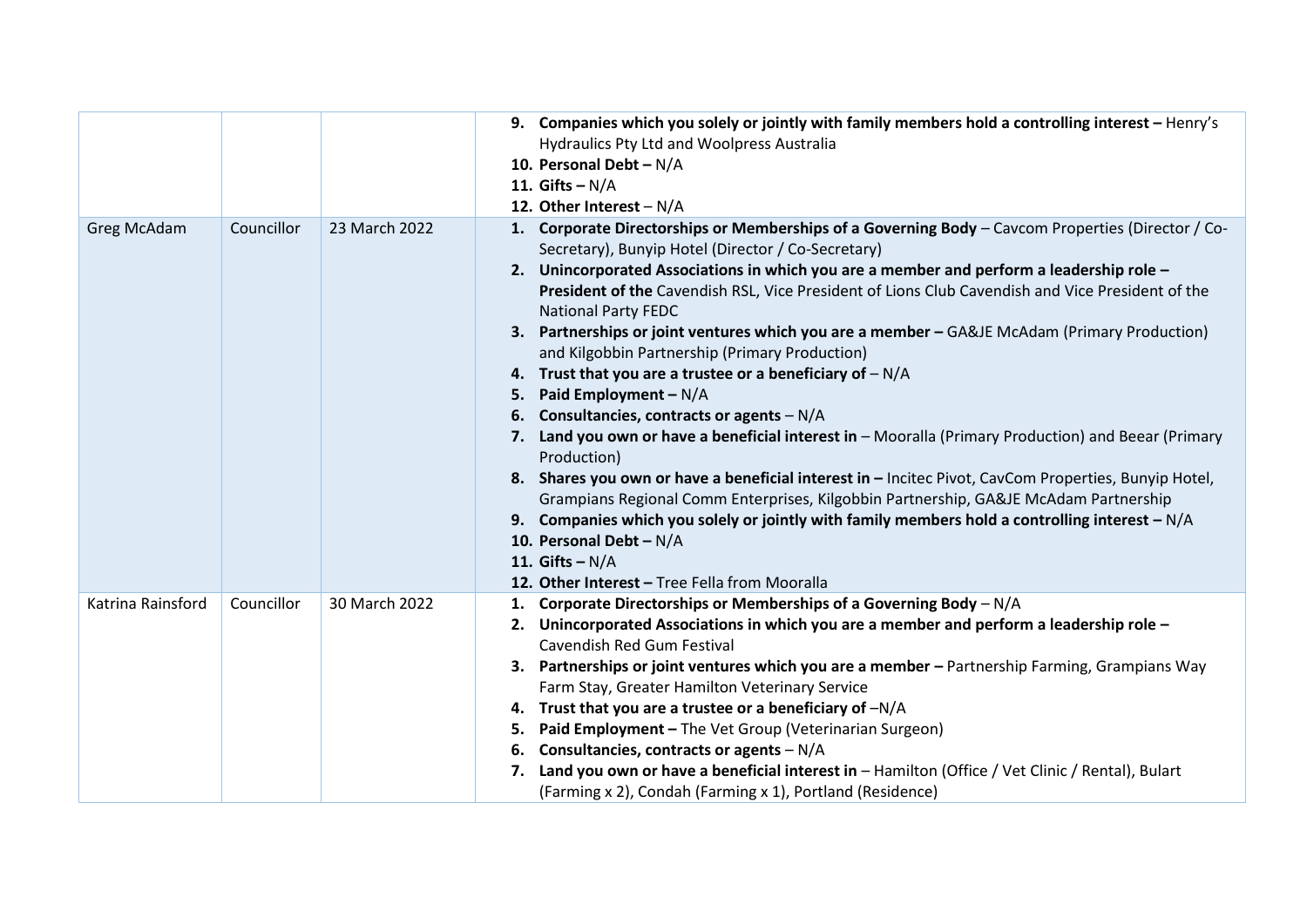| | | | |
|---|---|---|---|
| | | | 9. **Companies which you solely or jointly with family members hold a controlling interest –** Henry's Hydraulics Pty Ltd and Woolpress Australia<br>10. **Personal Debt –** N/A<br>11. **Gifts –** N/A<br>12. **Other Interest** – N/A |
| Greg McAdam | Councillor | 23 March 2022 | 1. **Corporate Directorships or Memberships of a Governing Body** – Cavcom Properties (Director / Co-Secretary), Bunyip Hotel (Director / Co-Secretary)<br>2. **Unincorporated Associations in which you are a member and perform a leadership role – President of the** Cavendish RSL, Vice President of Lions Club Cavendish and Vice President of the National Party FEDC<br>3. **Partnerships or joint ventures which you are a member –** GA&JE McAdam (Primary Production) and Kilgobbin Partnership (Primary Production)<br>4. **Trust that you are a trustee or a beneficiary of** – N/A<br>5. **Paid Employment –** N/A<br>6. **Consultancies, contracts or agents** – N/A<br>7. **Land you own or have a beneficial interest in** – Mooralla (Primary Production) and Beear (Primary Production)<br>8. **Shares you own or have a beneficial interest in –** Incitec Pivot, CavCom Properties, Bunyip Hotel, Grampians Regional Comm Enterprises, Kilgobbin Partnership, GA&JE McAdam Partnership<br>9. **Companies which you solely or jointly with family members hold a controlling interest –** N/A<br>10. **Personal Debt –** N/A<br>11. **Gifts –** N/A<br>12. **Other Interest –** Tree Fella from Mooralla |
| Katrina Rainsford | Councillor | 30 March 2022 | 1. **Corporate Directorships or Memberships of a Governing Body** – N/A<br>2. **Unincorporated Associations in which you are a member and perform a leadership role –** Cavendish Red Gum Festival<br>3. **Partnerships or joint ventures which you are a member –** Partnership Farming, Grampians Way Farm Stay, Greater Hamilton Veterinary Service<br>4. **Trust that you are a trustee or a beneficiary of** –N/A<br>5. **Paid Employment –** The Vet Group (Veterinarian Surgeon)<br>6. **Consultancies, contracts or agents** – N/A<br>7. **Land you own or have a beneficial interest in** – Hamilton (Office / Vet Clinic / Rental), Bulart (Farming x 2), Condah (Farming x 1), Portland (Residence) |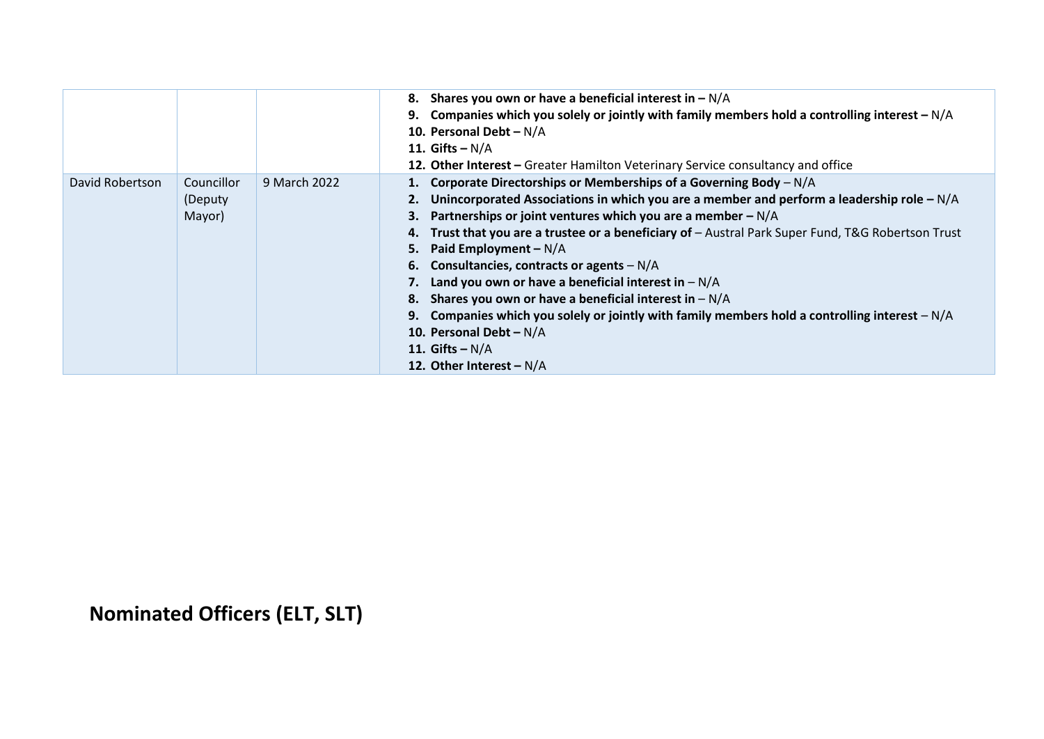| | | | |
|---|---|---|---|
| | | | **8. Shares you own or have a beneficial interest in –** N/A<br>**9. Companies which you solely or jointly with family members hold a controlling interest –** N/A<br>**10. Personal Debt –** N/A<br>**11. Gifts –** N/A<br>**12. Other Interest –** Greater Hamilton Veterinary Service consultancy and office |
| David Robertson | Councillor (Deputy Mayor) | 9 March 2022 | **1. Corporate Directorships or Memberships of a Governing Body** – N/A<br>**2. Unincorporated Associations in which you are a member and perform a leadership role –** N/A<br>**3. Partnerships or joint ventures which you are a member –** N/A<br>**4. Trust that you are a trustee or a beneficiary of** – Austral Park Super Fund, T&G Robertson Trust<br>**5. Paid Employment –** N/A<br>**6. Consultancies, contracts or agents** – N/A<br>**7. Land you own or have a beneficial interest in** – N/A<br>**8. Shares you own or have a beneficial interest in** – N/A<br>**9. Companies which you solely or jointly with family members hold a controlling interest** – N/A<br>**10. Personal Debt –** N/A<br>**11. Gifts –** N/A<br>**12. Other Interest –** N/A |

## Nominated Officers (ELT, SLT)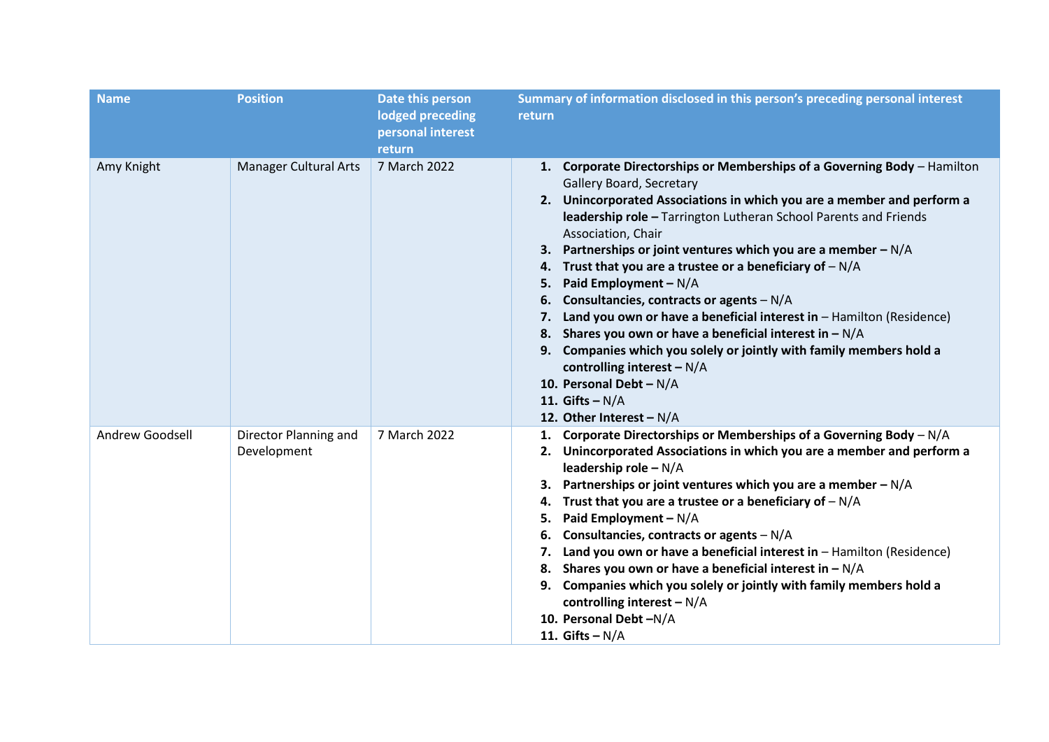| Name | Position | Date this person lodged preceding personal interest return | Summary of information disclosed in this person's preceding personal interest return |
|---|---|---|---|
| Amy Knight | Manager Cultural Arts | 7 March 2022 | 1. **Corporate Directorships or Memberships of a Governing Body** – Hamilton Gallery Board, Secretary<br>2. **Unincorporated Associations in which you are a member and perform a leadership role –** Tarrington Lutheran School Parents and Friends Association, Chair<br>3. **Partnerships or joint ventures which you are a member –** N/A<br>4. **Trust that you are a trustee or a beneficiary of** – N/A<br>5. **Paid Employment –** N/A<br>6. **Consultancies, contracts or agents** – N/A<br>7. **Land you own or have a beneficial interest in** – Hamilton (Residence)<br>8. **Shares you own or have a beneficial interest in –** N/A<br>9. **Companies which you solely or jointly with family members hold a controlling interest –** N/A<br>10. **Personal Debt –** N/A<br>11. **Gifts –** N/A<br>12. **Other Interest –** N/A |
| Andrew Goodsell | Director Planning and Development | 7 March 2022 | 1. **Corporate Directorships or Memberships of a Governing Body** – N/A<br>2. **Unincorporated Associations in which you are a member and perform a leadership role –** N/A<br>3. **Partnerships or joint ventures which you are a member –** N/A<br>4. **Trust that you are a trustee or a beneficiary of** – N/A<br>5. **Paid Employment –** N/A<br>6. **Consultancies, contracts or agents** – N/A<br>7. **Land you own or have a beneficial interest in** – Hamilton (Residence)<br>8. **Shares you own or have a beneficial interest in –** N/A<br>9. **Companies which you solely or jointly with family members hold a controlling interest –** N/A<br>10. **Personal Debt –**N/A<br>11. **Gifts –** N/A |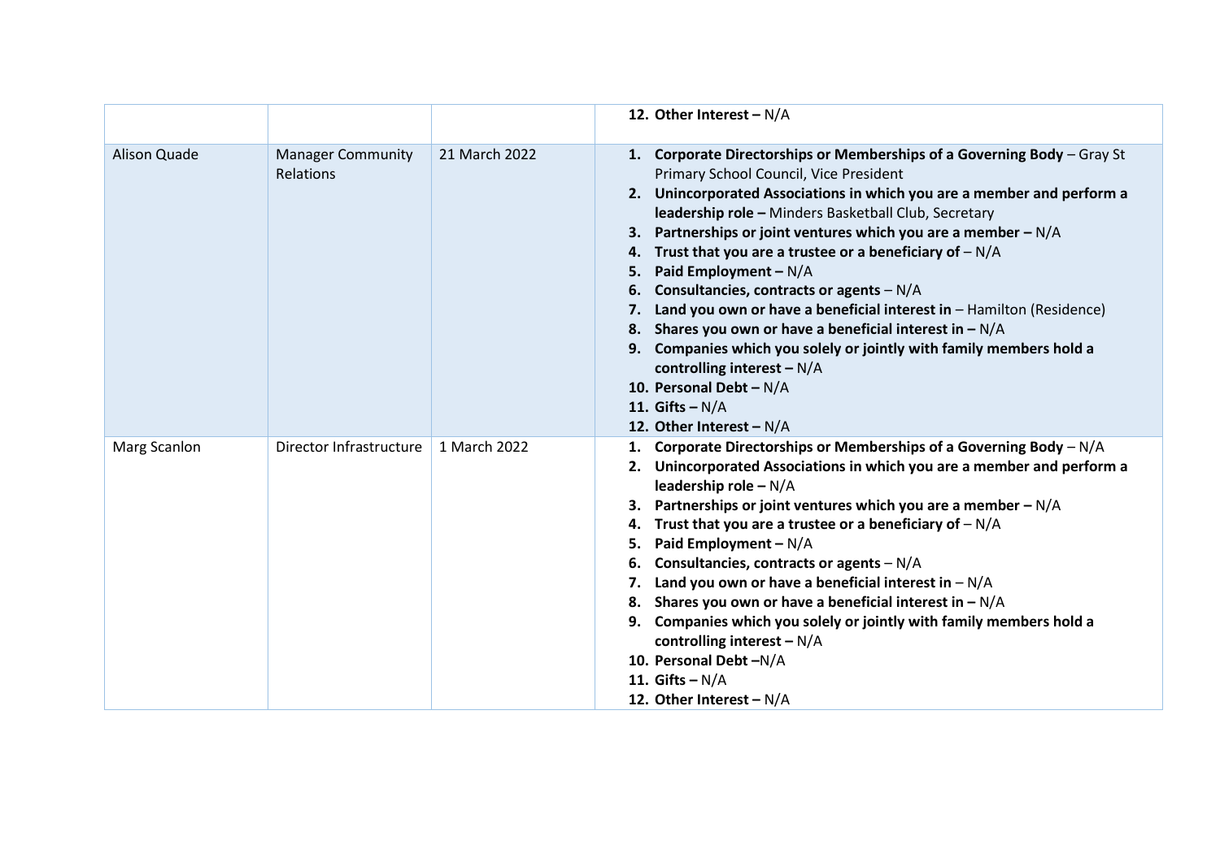| | | | |
|---|---|---|---|
| | | | 12. **Other Interest –** N/A |
| Alison Quade | Manager Community Relations | 21 March 2022 | 1. **Corporate Directorships or Memberships of a Governing Body** – Gray St Primary School Council, Vice President<br>2. **Unincorporated Associations in which you are a member and perform a leadership role –** Minders Basketball Club, Secretary<br>3. **Partnerships or joint ventures which you are a member –** N/A<br>4. **Trust that you are a trustee or a beneficiary of** – N/A<br>5. **Paid Employment –** N/A<br>6. **Consultancies, contracts or agents** – N/A<br>7. **Land you own or have a beneficial interest in** – Hamilton (Residence)<br>8. **Shares you own or have a beneficial interest in –** N/A<br>9. **Companies which you solely or jointly with family members hold a controlling interest –** N/A<br>10. **Personal Debt –** N/A<br>11. **Gifts –** N/A<br>12. **Other Interest –** N/A |
| Marg Scanlon | Director Infrastructure | 1 March 2022 | 1. **Corporate Directorships or Memberships of a Governing Body** – N/A<br>2. **Unincorporated Associations in which you are a member and perform a leadership role –** N/A<br>3. **Partnerships or joint ventures which you are a member –** N/A<br>4. **Trust that you are a trustee or a beneficiary of** – N/A<br>5. **Paid Employment –** N/A<br>6. **Consultancies, contracts or agents** – N/A<br>7. **Land you own or have a beneficial interest in** – N/A<br>8. **Shares you own or have a beneficial interest in –** N/A<br>9. **Companies which you solely or jointly with family members hold a controlling interest –** N/A<br>10. **Personal Debt** –N/A<br>11. **Gifts –** N/A<br>12. **Other Interest –** N/A |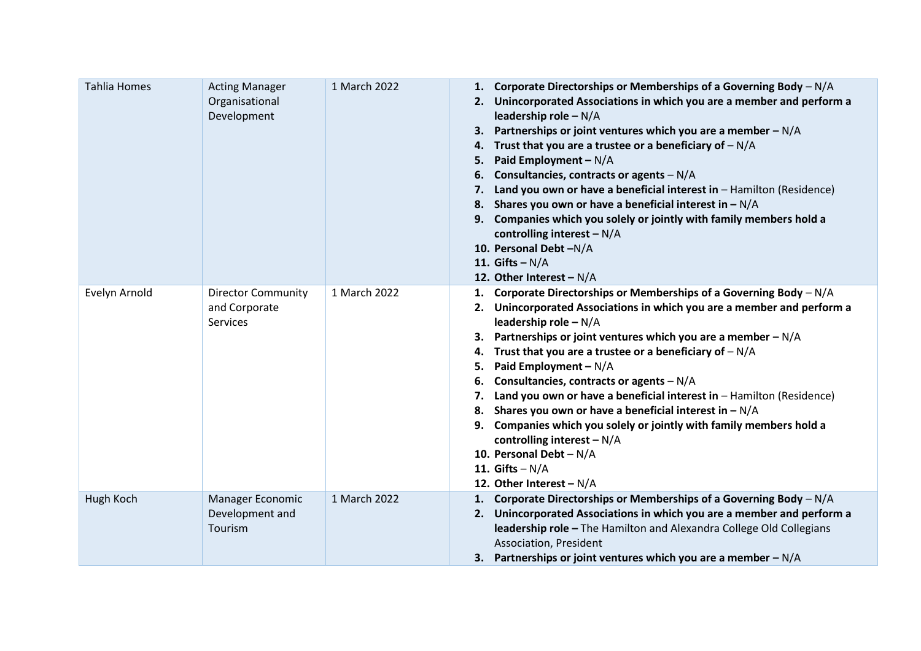| | | | |
|---|---|---|---|
| Tahlia Homes | Acting Manager Organisational Development | 1 March 2022 | 1. **Corporate Directorships or Memberships of a Governing Body** – N/A<br>2. **Unincorporated Associations in which you are a member and perform a leadership role –** N/A<br>3. **Partnerships or joint ventures which you are a member –** N/A<br>4. **Trust that you are a trustee or a beneficiary of** – N/A<br>5. **Paid Employment –** N/A<br>6. **Consultancies, contracts or agents** – N/A<br>7. **Land you own or have a beneficial interest in** – Hamilton (Residence)<br>8. **Shares you own or have a beneficial interest in –** N/A<br>9. **Companies which you solely or jointly with family members hold a controlling interest –** N/A<br>10. **Personal Debt –**N/A<br>11. **Gifts –** N/A<br>12. **Other Interest –** N/A |
| Evelyn Arnold | Director Community and Corporate Services | 1 March 2022 | 1. **Corporate Directorships or Memberships of a Governing Body** – N/A<br>2. **Unincorporated Associations in which you are a member and perform a leadership role –** N/A<br>3. **Partnerships or joint ventures which you are a member –** N/A<br>4. **Trust that you are a trustee or a beneficiary of** – N/A<br>5. **Paid Employment –** N/A<br>6. **Consultancies, contracts or agents** – N/A<br>7. **Land you own or have a beneficial interest in** – Hamilton (Residence)<br>8. **Shares you own or have a beneficial interest in –** N/A<br>9. **Companies which you solely or jointly with family members hold a controlling interest –** N/A<br>10. **Personal Debt** – N/A<br>11. **Gifts** – N/A<br>12. **Other Interest –** N/A |
| Hugh Koch | Manager Economic Development and Tourism | 1 March 2022 | 1. **Corporate Directorships or Memberships of a Governing Body** – N/A<br>2. **Unincorporated Associations in which you are a member and perform a leadership role –** The Hamilton and Alexandra College Old Collegians Association, President<br>3. **Partnerships or joint ventures which you are a member –** N/A |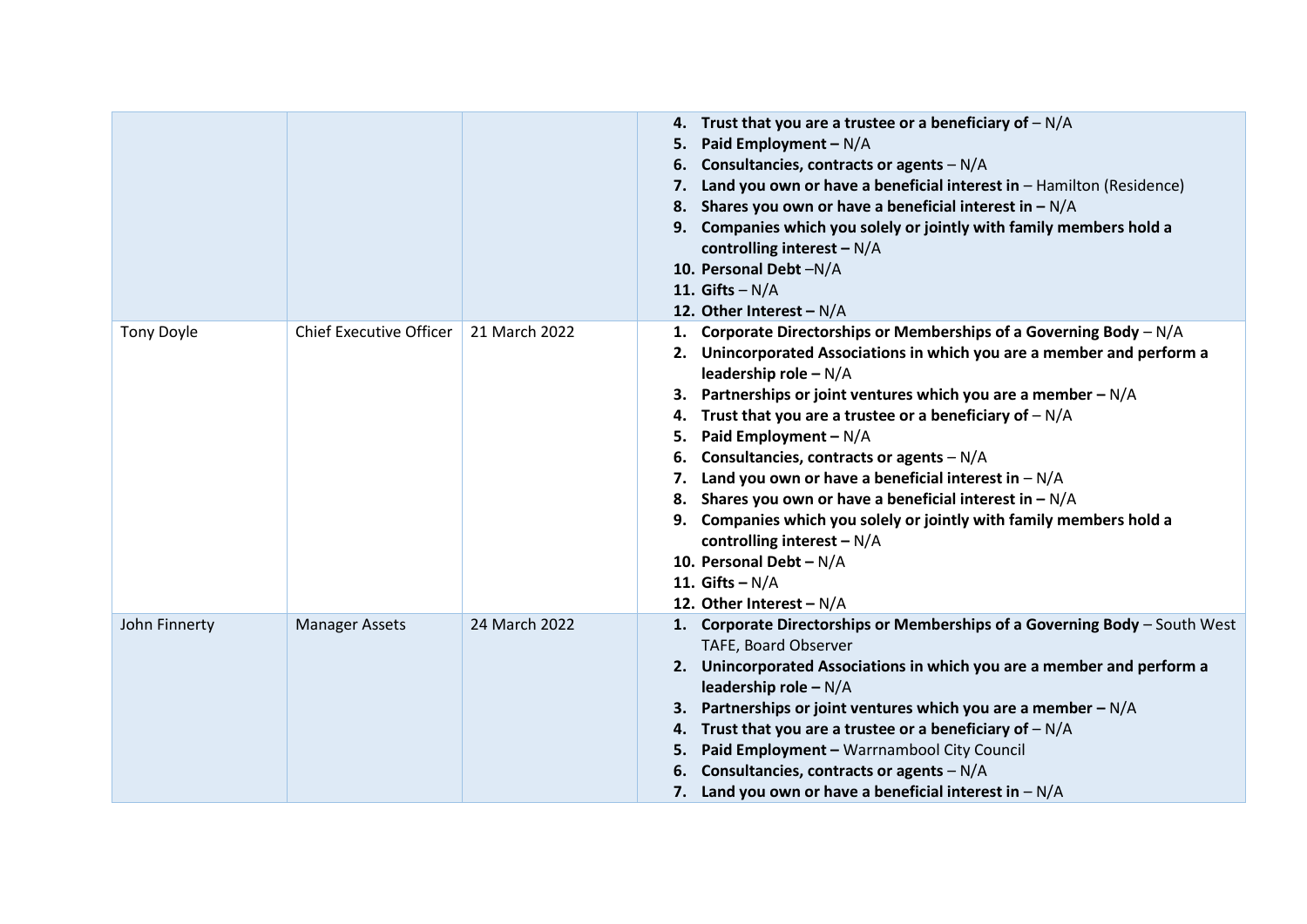| | | | |
|---|---|---|---|
| | | | 4. **Trust that you are a trustee or a beneficiary of** – N/A<br>5. **Paid Employment –** N/A<br>6. **Consultancies, contracts or agents** – N/A<br>7. **Land you own or have a beneficial interest in** – Hamilton (Residence)<br>8. **Shares you own or have a beneficial interest in –** N/A<br>9. **Companies which you solely or jointly with family members hold a controlling interest –** N/A<br>10. **Personal Debt** –N/A<br>11. **Gifts** – N/A<br>12. **Other Interest –** N/A |
| Tony Doyle | Chief Executive Officer | 21 March 2022 | 1. **Corporate Directorships or Memberships of a Governing Body** – N/A<br>2. **Unincorporated Associations in which you are a member and perform a leadership role –** N/A<br>3. **Partnerships or joint ventures which you are a member –** N/A<br>4. **Trust that you are a trustee or a beneficiary of** – N/A<br>5. **Paid Employment –** N/A<br>6. **Consultancies, contracts or agents** – N/A<br>7. **Land you own or have a beneficial interest in** – N/A<br>8. **Shares you own or have a beneficial interest in –** N/A<br>9. **Companies which you solely or jointly with family members hold a controlling interest –** N/A<br>10. **Personal Debt –** N/A<br>11. **Gifts –** N/A<br>12. **Other Interest –** N/A |
| John Finnerty | Manager Assets | 24 March 2022 | 1. **Corporate Directorships or Memberships of a Governing Body** – South West TAFE, Board Observer<br>2. **Unincorporated Associations in which you are a member and perform a leadership role –** N/A<br>3. **Partnerships or joint ventures which you are a member –** N/A<br>4. **Trust that you are a trustee or a beneficiary of** – N/A<br>5. **Paid Employment –** Warrnambool City Council<br>6. **Consultancies, contracts or agents** – N/A<br>7. **Land you own or have a beneficial interest in** – N/A |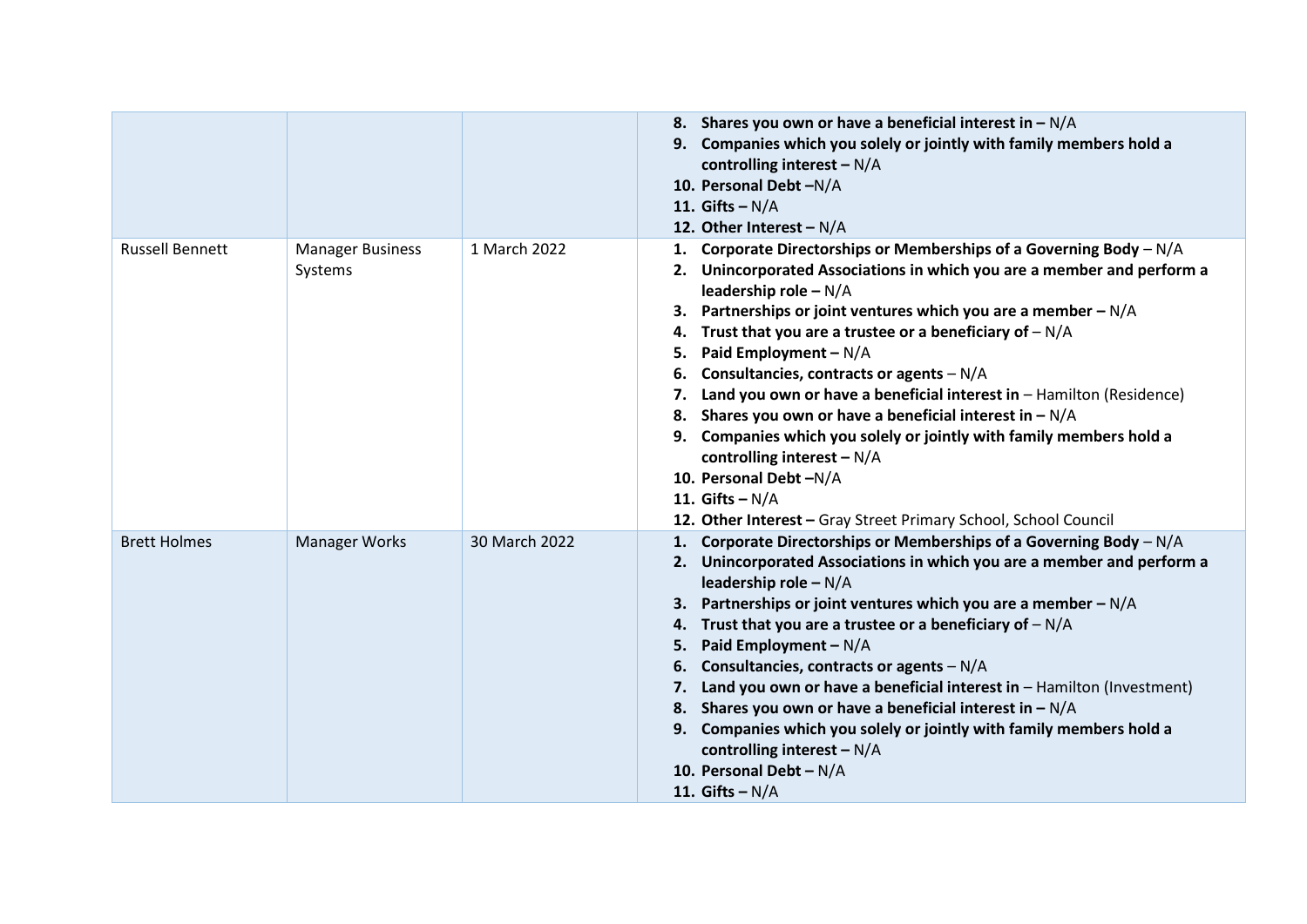|  |  |  |  |
|---|---|---|---|
|  |  |  | **8. Shares you own or have a beneficial interest in –** N/A<br>**9. Companies which you solely or jointly with family members hold a controlling interest –** N/A<br>**10. Personal Debt –**N/A<br>**11. Gifts –** N/A<br>**12. Other Interest –** N/A |
| Russell Bennett | Manager Business Systems | 1 March 2022 | **1. Corporate Directorships or Memberships of a Governing Body** – N/A<br>**2. Unincorporated Associations in which you are a member and perform a leadership role –** N/A<br>**3. Partnerships or joint ventures which you are a member –** N/A<br>**4. Trust that you are a trustee or a beneficiary of** – N/A<br>**5. Paid Employment –** N/A<br>**6. Consultancies, contracts or agents** – N/A<br>**7. Land you own or have a beneficial interest in** – Hamilton (Residence)<br>**8. Shares you own or have a beneficial interest in –** N/A<br>**9. Companies which you solely or jointly with family members hold a controlling interest –** N/A<br>**10. Personal Debt –**N/A<br>**11. Gifts –** N/A<br>**12. Other Interest –** Gray Street Primary School, School Council |
| Brett Holmes | Manager Works | 30 March 2022 | **1. Corporate Directorships or Memberships of a Governing Body** – N/A<br>**2. Unincorporated Associations in which you are a member and perform a leadership role –** N/A<br>**3. Partnerships or joint ventures which you are a member –** N/A<br>**4. Trust that you are a trustee or a beneficiary of** – N/A<br>**5. Paid Employment –** N/A<br>**6. Consultancies, contracts or agents** – N/A<br>**7. Land you own or have a beneficial interest in** – Hamilton (Investment)<br>**8. Shares you own or have a beneficial interest in –** N/A<br>**9. Companies which you solely or jointly with family members hold a controlling interest –** N/A<br>**10. Personal Debt –** N/A<br>**11. Gifts –** N/A |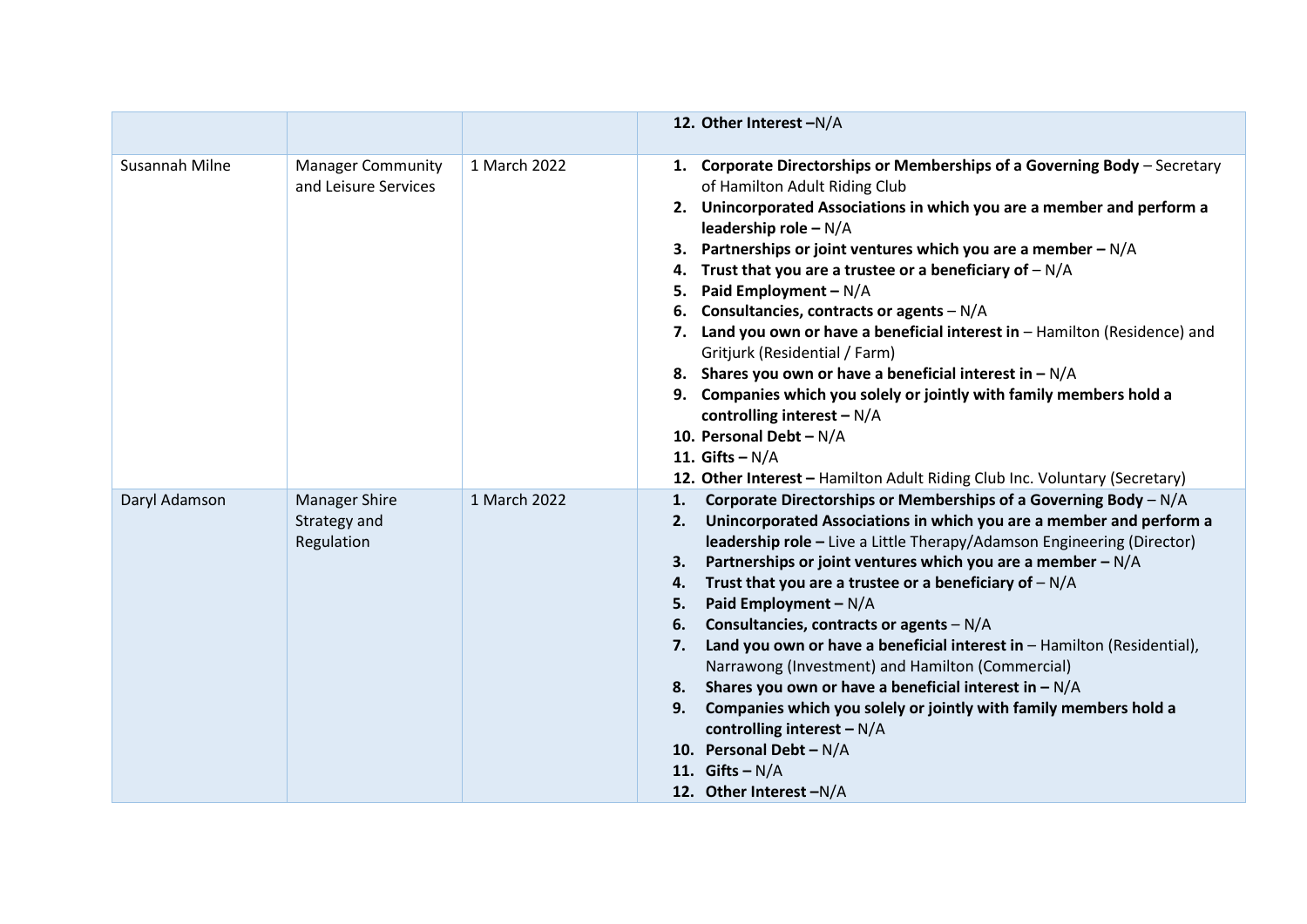| | | | |
|---|---|---|---|
| | | | 12. **Other Interest** –N/A |
| Susannah Milne | Manager Community and Leisure Services | 1 March 2022 | 1. **Corporate Directorships or Memberships of a Governing Body** – Secretary of Hamilton Adult Riding Club<br>2. **Unincorporated Associations in which you are a member and perform a leadership role** – N/A<br>3. **Partnerships or joint ventures which you are a member** – N/A<br>4. **Trust that you are a trustee or a beneficiary of** – N/A<br>5. **Paid Employment** – N/A<br>6. **Consultancies, contracts or agents** – N/A<br>7. **Land you own or have a beneficial interest in** – Hamilton (Residence) and Gritjurk (Residential / Farm)<br>8. **Shares you own or have a beneficial interest in** – N/A<br>9. **Companies which you solely or jointly with family members hold a controlling interest** – N/A<br>10. **Personal Debt** – N/A<br>11. **Gifts** – N/A<br>12. **Other Interest** – Hamilton Adult Riding Club Inc. Voluntary (Secretary) |
| Daryl Adamson | Manager Shire Strategy and Regulation | 1 March 2022 | 1. **Corporate Directorships or Memberships of a Governing Body** – N/A<br>2. **Unincorporated Associations in which you are a member and perform a leadership role** – Live a Little Therapy/Adamson Engineering (Director)<br>3. **Partnerships or joint ventures which you are a member** – N/A<br>4. **Trust that you are a trustee or a beneficiary of** – N/A<br>5. **Paid Employment** – N/A<br>6. **Consultancies, contracts or agents** – N/A<br>7. **Land you own or have a beneficial interest in** – Hamilton (Residential), Narrawong (Investment) and Hamilton (Commercial)<br>8. **Shares you own or have a beneficial interest in** – N/A<br>9. **Companies which you solely or jointly with family members hold a controlling interest** – N/A<br>10. **Personal Debt** – N/A<br>11. **Gifts** – N/A<br>12. **Other Interest** –N/A |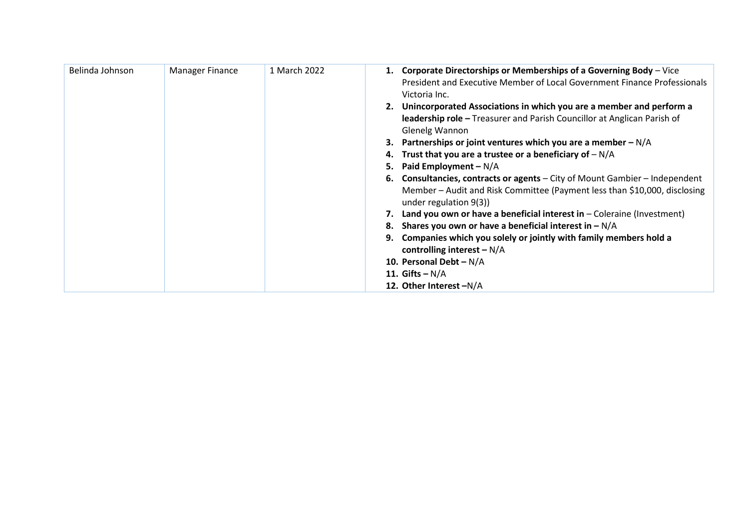| | | | |
|---|---|---|---|
| Belinda Johnson | Manager Finance | 1 March 2022 | 1. **Corporate Directorships or Memberships of a Governing Body** – Vice President and Executive Member of Local Government Finance Professionals Victoria Inc.<br>2. **Unincorporated Associations in which you are a member and perform a leadership role –** Treasurer and Parish Councillor at Anglican Parish of Glenelg Wannon<br>3. **Partnerships or joint ventures which you are a member –** N/A<br>4. **Trust that you are a trustee or a beneficiary of** – N/A<br>5. **Paid Employment –** N/A<br>6. **Consultancies, contracts or agents** – City of Mount Gambier – Independent Member – Audit and Risk Committee (Payment less than $10,000, disclosing under regulation 9(3))<br>7. **Land you own or have a beneficial interest in** – Coleraine (Investment)<br>8. **Shares you own or have a beneficial interest in –** N/A<br>9. **Companies which you solely or jointly with family members hold a controlling interest –** N/A<br>10. **Personal Debt –** N/A<br>11. **Gifts –** N/A<br>12. **Other Interest –**N/A |